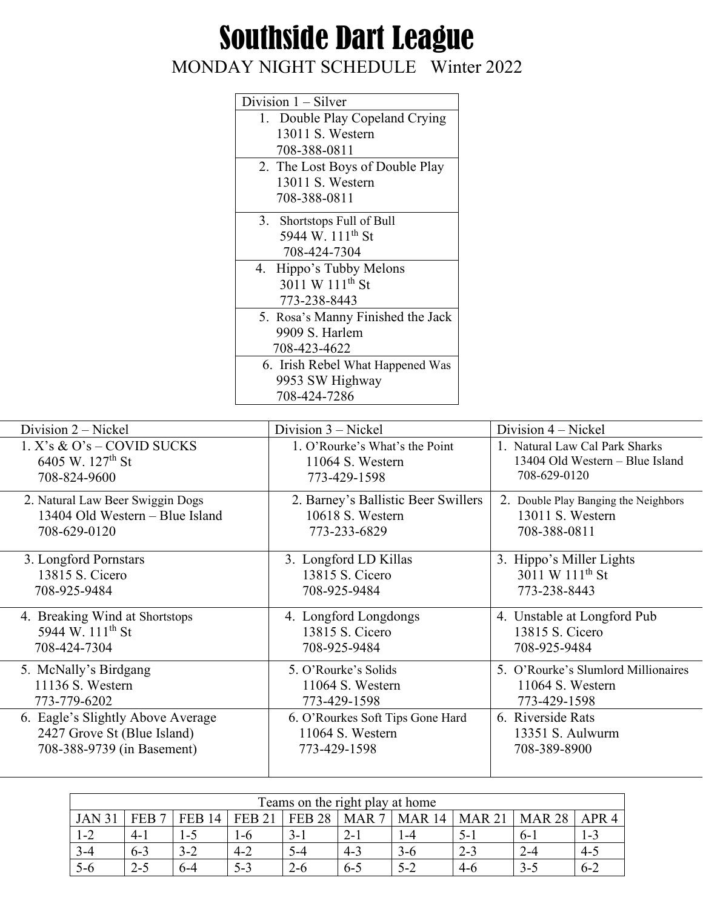# Southside Dart League

## MONDAY NIGHT SCHEDULE Winter 2022

| Division 1 – Silver |
|---|
| 1. Double Play Copeland Crying<br>13011 S. Western<br>708-388-0811 |
| 2. The Lost Boys of Double Play<br>13011 S. Western<br>708-388-0811 |
| 3. Shortstops Full of Bull<br>5944 W. 111th St<br>708-424-7304 |
| 4. Hippo's Tubby Melons<br>3011 W 111th St<br>773-238-8443 |
| 5. Rosa's Manny Finished the Jack<br>9909 S. Harlem<br>708-423-4622 |
| 6. Irish Rebel What Happened Was<br>9953 SW Highway<br>708-424-7286 |

| Division 2 – Nickel | Division 3 – Nickel | Division 4 – Nickel |
|---|---|---|
| 1. X's & O's – COVID SUCKS<br>6405 W. 127th St<br>708-824-9600 | 1. O'Rourke's What's the Point<br>11064 S. Western<br>773-429-1598 | 1. Natural Law Cal Park Sharks<br>13404 Old Western – Blue Island<br>708-629-0120 |
| 2. Natural Law Beer Swiggin Dogs<br>13404 Old Western – Blue Island<br>708-629-0120 | 2. Barney's Ballistic Beer Swillers<br>10618 S. Western<br>773-233-6829 | 2. Double Play Banging the Neighbors<br>13011 S. Western<br>708-388-0811 |
| 3. Longford Pornstars<br>13815 S. Cicero<br>708-925-9484 | 3. Longford LD Killas<br>13815 S. Cicero<br>708-925-9484 | 3. Hippo's Miller Lights<br>3011 W 111th St<br>773-238-8443 |
| 4. Breaking Wind at Shortstops<br>5944 W. 111th St<br>708-424-7304 | 4. Longford Longdongs<br>13815 S. Cicero<br>708-925-9484 | 4. Unstable at Longford Pub<br>13815 S. Cicero<br>708-925-9484 |
| 5. McNally's Birdgang<br>11136 S. Western<br>773-779-6202 | 5. O'Rourke's Solids<br>11064 S. Western<br>773-429-1598 | 5. O'Rourke's Slumlord Millionaires<br>11064 S. Western<br>773-429-1598 |
| 6. Eagle's Slightly Above Average<br>2427 Grove St (Blue Island)<br>708-388-9739 (in Basement) | 6. O'Rourkes Soft Tips Gone Hard<br>11064 S. Western<br>773-429-1598 | 6. Riverside Rats<br>13351 S. Aulwurm<br>708-389-8900 |

| Teams on the right play at home | | | | | | | | | |
|---|---|---|---|---|---|---|---|---|---|
| JAN 31 | FEB 7 | FEB 14 | FEB 21 | FEB 28 | MAR 7 | MAR 14 | MAR 21 | MAR 28 | APR 4 |
| 1-2 | 4-1 | 1-5 | 1-6 | 3-1 | 2-1 | 1-4 | 5-1 | 6-1 | 1-3 |
| 3-4 | 6-3 | 3-2 | 4-2 | 5-4 | 4-3 | 3-6 | 2-3 | 2-4 | 4-5 |
| 5-6 | 2-5 | 6-4 | 5-3 | 2-6 | 6-5 | 5-2 | 4-6 | 3-5 | 6-2 |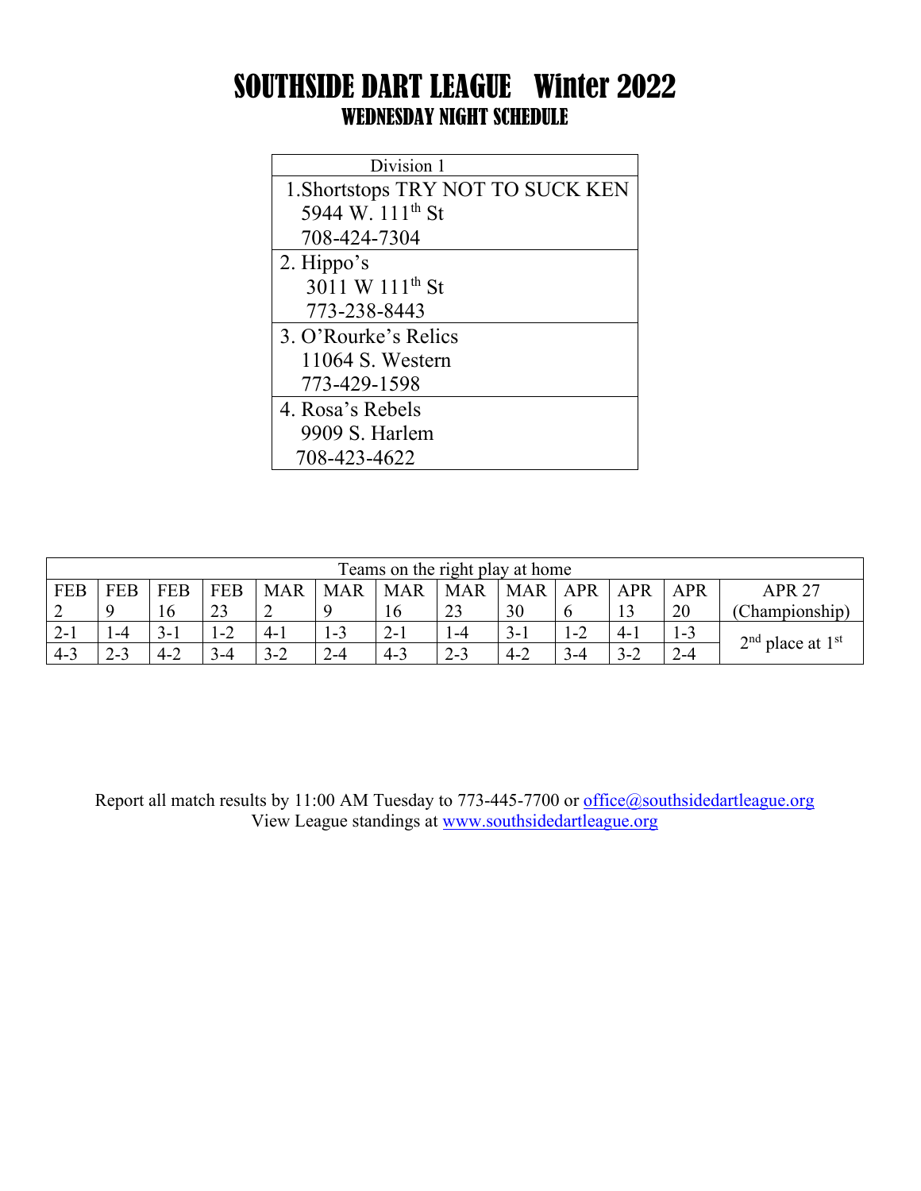# SOUTHSIDE DART LEAGUE Winter 2022

## WEDNESDAY NIGHT SCHEDULE

| Division 1 |
|---|
| 1.Shortstops TRY NOT TO SUCK KEN<br>5944 W. 111th St<br>708-424-7304 |
| 2. Hippo's<br>3011 W 111th St<br>773-238-8443 |
| 3. O'Rourke's Relics<br>11064 S. Western<br>773-429-1598 |
| 4. Rosa's Rebels<br>9909 S. Harlem<br>708-423-4622 |

| Teams on the right play at home | | | | | | | | | | | | |
|---|---|---|---|---|---|---|---|---|---|---|---|---|
| FEB 2 | FEB 9 | FEB 16 | FEB 23 | MAR 2 | MAR 9 | MAR 16 | MAR 23 | MAR 30 | APR 6 | APR 13 | APR 20 | APR 27 (Championship) |
| 2-1 | 1-4 | 3-1 | 1-2 | 4-1 | 1-3 | 2-1 | 1-4 | 3-1 | 1-2 | 4-1 | 1-3 | 2nd place at 1st |
| 4-3 | 2-3 | 4-2 | 3-4 | 3-2 | 2-4 | 4-3 | 2-3 | 4-2 | 3-4 | 3-2 | 2-4 | |

Report all match results by 11:00 AM Tuesday to 773-445-7700 or office@southsidedartleague.org
View League standings at www.southsidedartleague.org